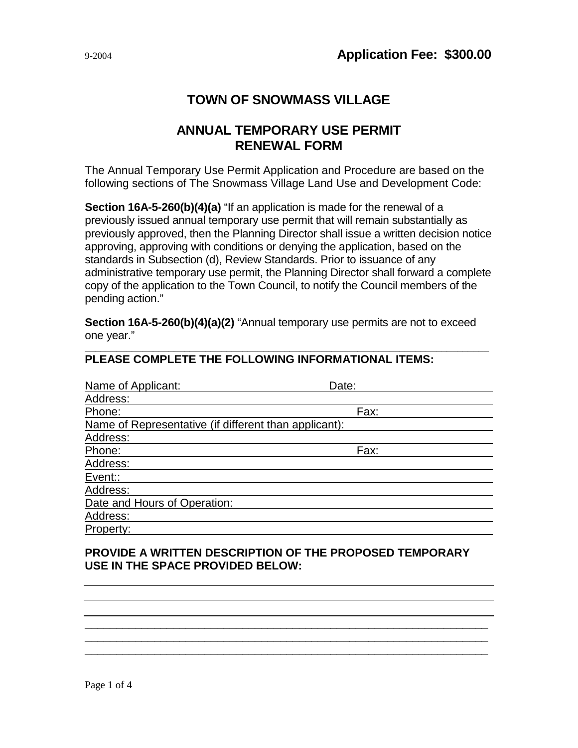9-2004 **Application Fee: $300.00**

# TOWN OF SNOWMASS VILLAGE

## ANNUAL TEMPORARY USE PERMIT RENEWAL FORM

The Annual Temporary Use Permit Application and Procedure are based on the following sections of The Snowmass Village Land Use and Development Code:

**Section 16A-5-260(b)(4)(a)** "If an application is made for the renewal of a previously issued annual temporary use permit that will remain substantially as previously approved, then the Planning Director shall issue a written decision notice approving, approving with conditions or denying the application, based on the standards in Subsection (d), Review Standards. Prior to issuance of any administrative temporary use permit, the Planning Director shall forward a complete copy of the application to the Town Council, to notify the Council members of the pending action."

**Section 16A-5-260(b)(4)(a)(2)** "Annual temporary use permits are not to exceed one year."

---

**PLEASE COMPLETE THE FOLLOWING INFORMATIONAL ITEMS:**

Name of Applicant: ______________________ Date: ______________________

Address: ______________________

Phone: ______________________ Fax: ______________________

Name of Representative (if different than applicant): ______________________

Address: ______________________

Phone: ______________________ Fax: ______________________

Address: ______________________

Event:: ______________________

Address: ______________________

Date and Hours of Operation: ______________________

Address: ______________________

Property: ______________________

**PROVIDE A WRITTEN DESCRIPTION OF THE PROPOSED TEMPORARY USE IN THE SPACE PROVIDED BELOW:**

______________________________________________________________________

______________________________________________________________________

______________________________________________________________________

______________________________________________________________________

______________________________________________________________________

______________________________________________________________________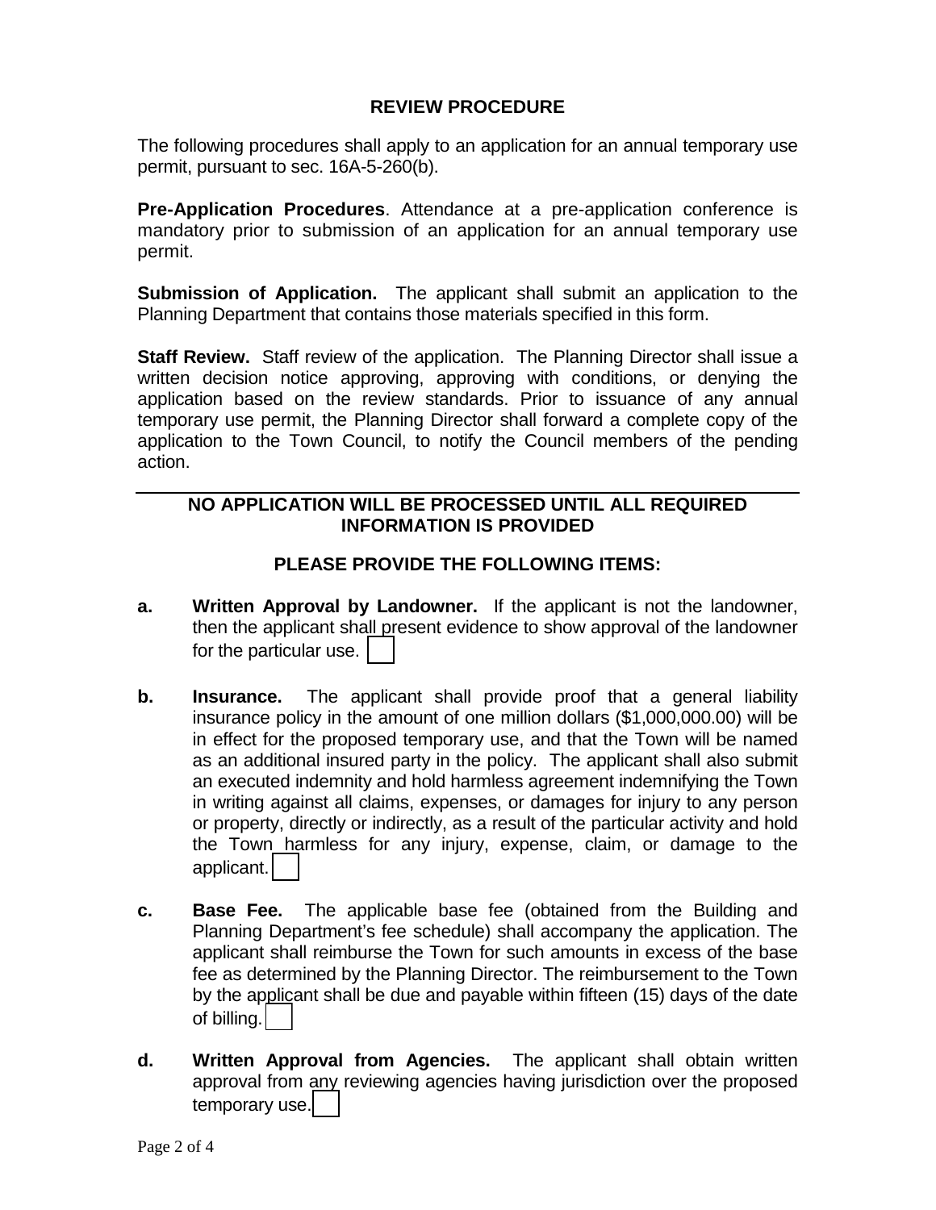## REVIEW PROCEDURE

The following procedures shall apply to an application for an annual temporary use permit, pursuant to sec. 16A-5-260(b).

**Pre-Application Procedures**. Attendance at a pre-application conference is mandatory prior to submission of an application for an annual temporary use permit.

**Submission of Application.** The applicant shall submit an application to the Planning Department that contains those materials specified in this form.

**Staff Review.** Staff review of the application. The Planning Director shall issue a written decision notice approving, approving with conditions, or denying the application based on the review standards. Prior to issuance of any annual temporary use permit, the Planning Director shall forward a complete copy of the application to the Town Council, to notify the Council members of the pending action.

---

### NO APPLICATION WILL BE PROCESSED UNTIL ALL REQUIRED INFORMATION IS PROVIDED

### PLEASE PROVIDE THE FOLLOWING ITEMS:

**a. Written Approval by Landowner.** If the applicant is not the landowner, then the applicant shall present evidence to show approval of the landowner for the particular use. ☐

**b. Insurance.** The applicant shall provide proof that a general liability insurance policy in the amount of one million dollars ($1,000,000.00) will be in effect for the proposed temporary use, and that the Town will be named as an additional insured party in the policy. The applicant shall also submit an executed indemnity and hold harmless agreement indemnifying the Town in writing against all claims, expenses, or damages for injury to any person or property, directly or indirectly, as a result of the particular activity and hold the Town harmless for any injury, expense, claim, or damage to the applicant. ☐

**c. Base Fee.** The applicable base fee (obtained from the Building and Planning Department's fee schedule) shall accompany the application. The applicant shall reimburse the Town for such amounts in excess of the base fee as determined by the Planning Director. The reimbursement to the Town by the applicant shall be due and payable within fifteen (15) days of the date of billing. ☐

**d. Written Approval from Agencies.** The applicant shall obtain written approval from any reviewing agencies having jurisdiction over the proposed temporary use. ☐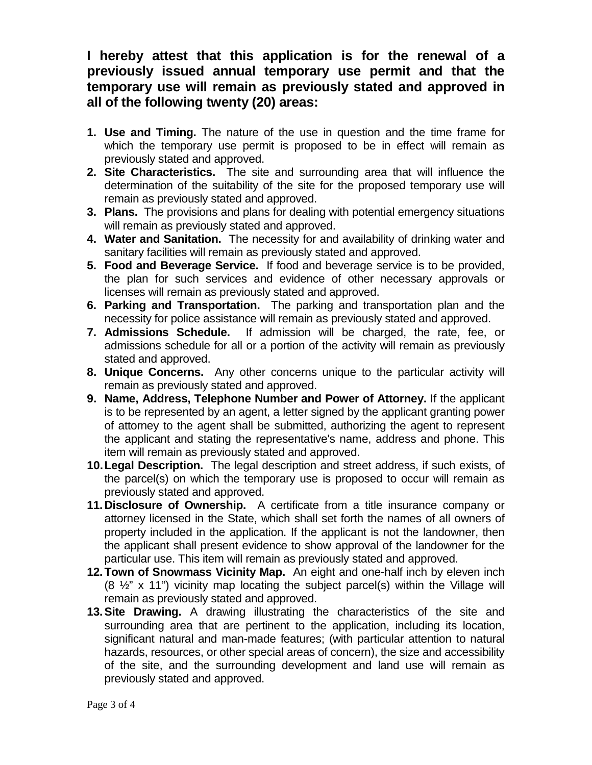**I hereby attest that this application is for the renewal of a previously issued annual temporary use permit and that the temporary use will remain as previously stated and approved in all of the following twenty (20) areas:**

1. **Use and Timing.** The nature of the use in question and the time frame for which the temporary use permit is proposed to be in effect will remain as previously stated and approved.
2. **Site Characteristics.** The site and surrounding area that will influence the determination of the suitability of the site for the proposed temporary use will remain as previously stated and approved.
3. **Plans.** The provisions and plans for dealing with potential emergency situations will remain as previously stated and approved.
4. **Water and Sanitation.** The necessity for and availability of drinking water and sanitary facilities will remain as previously stated and approved.
5. **Food and Beverage Service.** If food and beverage service is to be provided, the plan for such services and evidence of other necessary approvals or licenses will remain as previously stated and approved.
6. **Parking and Transportation.** The parking and transportation plan and the necessity for police assistance will remain as previously stated and approved.
7. **Admissions Schedule.** If admission will be charged, the rate, fee, or admissions schedule for all or a portion of the activity will remain as previously stated and approved.
8. **Unique Concerns.** Any other concerns unique to the particular activity will remain as previously stated and approved.
9. **Name, Address, Telephone Number and Power of Attorney.** If the applicant is to be represented by an agent, a letter signed by the applicant granting power of attorney to the agent shall be submitted, authorizing the agent to represent the applicant and stating the representative's name, address and phone. This item will remain as previously stated and approved.
10. **Legal Description.** The legal description and street address, if such exists, of the parcel(s) on which the temporary use is proposed to occur will remain as previously stated and approved.
11. **Disclosure of Ownership.** A certificate from a title insurance company or attorney licensed in the State, which shall set forth the names of all owners of property included in the application. If the applicant is not the landowner, then the applicant shall present evidence to show approval of the landowner for the particular use. This item will remain as previously stated and approved.
12. **Town of Snowmass Vicinity Map.** An eight and one-half inch by eleven inch (8 ½" x 11") vicinity map locating the subject parcel(s) within the Village will remain as previously stated and approved.
13. **Site Drawing.** A drawing illustrating the characteristics of the site and surrounding area that are pertinent to the application, including its location, significant natural and man-made features; (with particular attention to natural hazards, resources, or other special areas of concern), the size and accessibility of the site, and the surrounding development and land use will remain as previously stated and approved.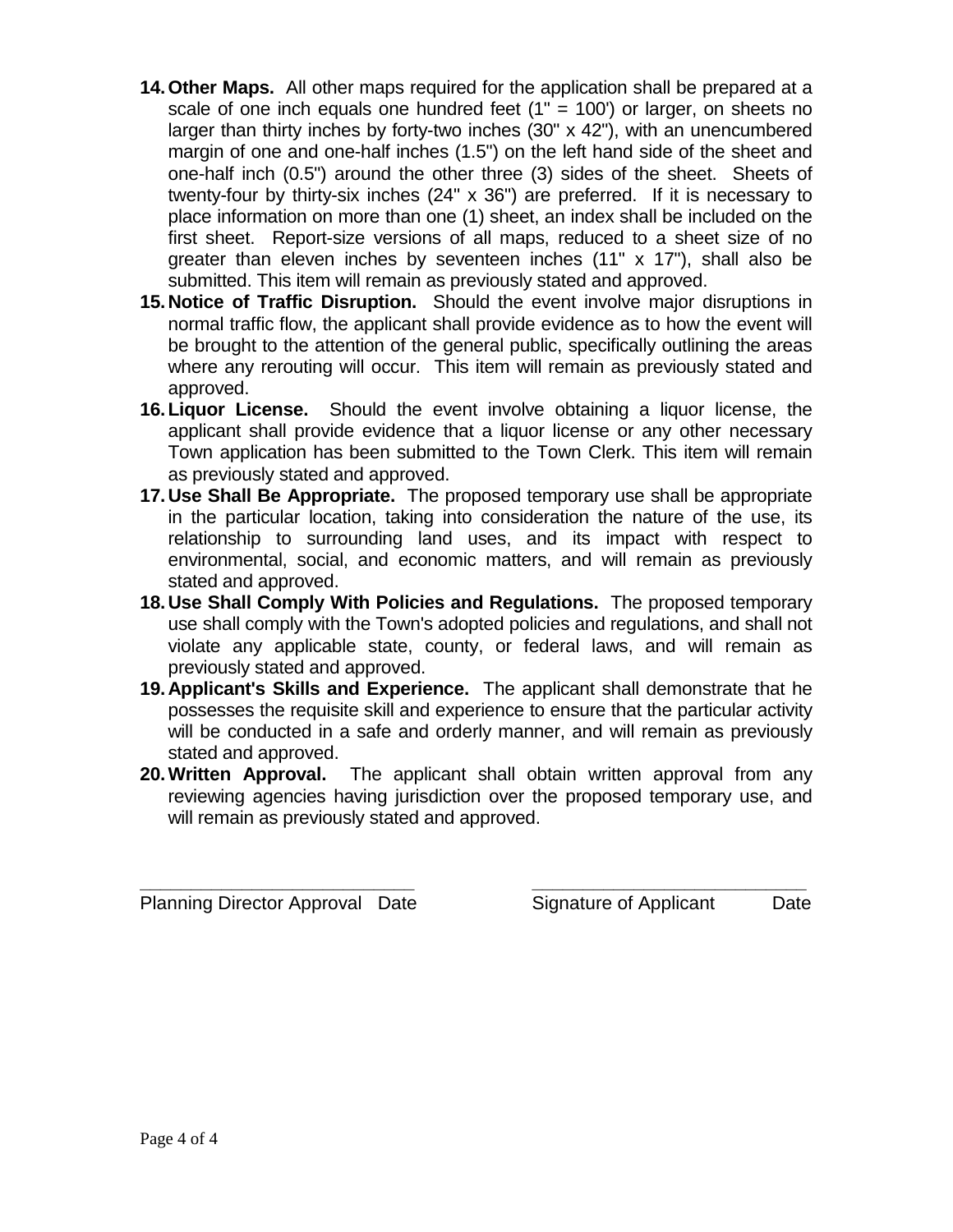14. **Other Maps.** All other maps required for the application shall be prepared at a scale of one inch equals one hundred feet (1" = 100') or larger, on sheets no larger than thirty inches by forty-two inches (30" x 42"), with an unencumbered margin of one and one-half inches (1.5") on the left hand side of the sheet and one-half inch (0.5") around the other three (3) sides of the sheet. Sheets of twenty-four by thirty-six inches (24" x 36") are preferred. If it is necessary to place information on more than one (1) sheet, an index shall be included on the first sheet. Report-size versions of all maps, reduced to a sheet size of no greater than eleven inches by seventeen inches (11" x 17"), shall also be submitted. This item will remain as previously stated and approved.
15. **Notice of Traffic Disruption.** Should the event involve major disruptions in normal traffic flow, the applicant shall provide evidence as to how the event will be brought to the attention of the general public, specifically outlining the areas where any rerouting will occur. This item will remain as previously stated and approved.
16. **Liquor License.** Should the event involve obtaining a liquor license, the applicant shall provide evidence that a liquor license or any other necessary Town application has been submitted to the Town Clerk. This item will remain as previously stated and approved.
17. **Use Shall Be Appropriate.** The proposed temporary use shall be appropriate in the particular location, taking into consideration the nature of the use, its relationship to surrounding land uses, and its impact with respect to environmental, social, and economic matters, and will remain as previously stated and approved.
18. **Use Shall Comply With Policies and Regulations.** The proposed temporary use shall comply with the Town's adopted policies and regulations, and shall not violate any applicable state, county, or federal laws, and will remain as previously stated and approved.
19. **Applicant's Skills and Experience.** The applicant shall demonstrate that he possesses the requisite skill and experience to ensure that the particular activity will be conducted in a safe and orderly manner, and will remain as previously stated and approved.
20. **Written Approval.** The applicant shall obtain written approval from any reviewing agencies having jurisdiction over the proposed temporary use, and will remain as previously stated and approved.

\_\_\_\_\_\_\_\_\_\_\_\_\_\_\_\_\_\_\_\_\_\_\_\_\_\_\_\_ &nbsp;&nbsp;&nbsp;&nbsp; \_\_\_\_\_\_\_\_\_\_\_\_\_\_\_\_\_\_\_\_\_\_\_\_\_\_\_\_

Planning Director Approval Date &nbsp;&nbsp;&nbsp;&nbsp; Signature of Applicant Date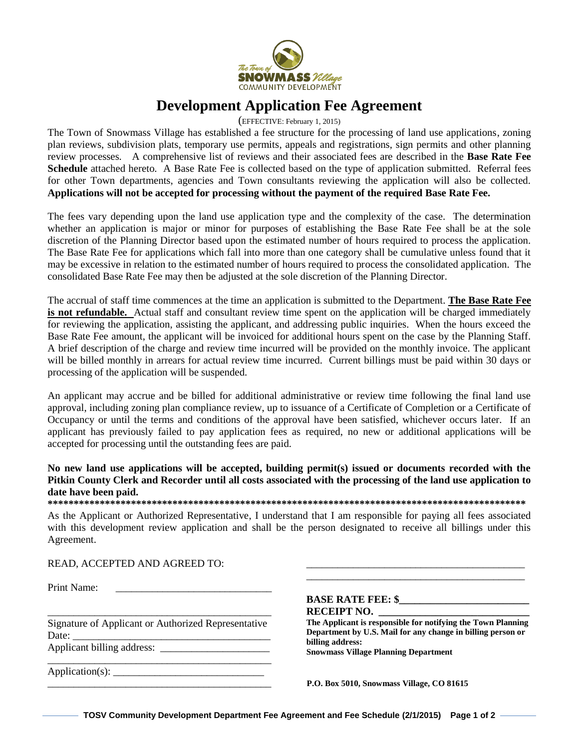# Development Application Fee Agreement

(EFFECTIVE: February 1, 2015)

The Town of Snowmass Village has established a fee structure for the processing of land use applications, zoning plan reviews, subdivision plats, temporary use permits, appeals and registrations, sign permits and other planning review processes. A comprehensive list of reviews and their associated fees are described in the **Base Rate Fee Schedule** attached hereto. A Base Rate Fee is collected based on the type of application submitted. Referral fees for other Town departments, agencies and Town consultants reviewing the application will also be collected. **Applications will not be accepted for processing without the payment of the required Base Rate Fee.**

The fees vary depending upon the land use application type and the complexity of the case. The determination whether an application is major or minor for purposes of establishing the Base Rate Fee shall be at the sole discretion of the Planning Director based upon the estimated number of hours required to process the application. The Base Rate Fee for applications which fall into more than one category shall be cumulative unless found that it may be excessive in relation to the estimated number of hours required to process the consolidated application. The consolidated Base Rate Fee may then be adjusted at the sole discretion of the Planning Director.

The accrual of staff time commences at the time an application is submitted to the Department. **The Base Rate Fee is not refundable.** Actual staff and consultant review time spent on the application will be charged immediately for reviewing the application, assisting the applicant, and addressing public inquiries. When the hours exceed the Base Rate Fee amount, the applicant will be invoiced for additional hours spent on the case by the Planning Staff. A brief description of the charge and review time incurred will be provided on the monthly invoice. The applicant will be billed monthly in arrears for actual review time incurred. Current billings must be paid within 30 days or processing of the application will be suspended.

An applicant may accrue and be billed for additional administrative or review time following the final land use approval, including zoning plan compliance review, up to issuance of a Certificate of Completion or a Certificate of Occupancy or until the terms and conditions of the approval have been satisfied, whichever occurs later. If an applicant has previously failed to pay application fees as required, no new or additional applications will be accepted for processing until the outstanding fees are paid.

**No new land use applications will be accepted, building permit(s) issued or documents recorded with the Pitkin County Clerk and Recorder until all costs associated with the processing of the land use application to date have been paid.**

**************************************************************************************************

As the Applicant or Authorized Representative, I understand that I am responsible for paying all fees associated with this development review application and shall be the person designated to receive all billings under this Agreement.

READ, ACCEPTED AND AGREED TO:

Print Name: ______________________________

_____________________________________________
Signature of Applicant or Authorized Representative

Date: ______________________________________

Applicant billing address: ______________________

_____________________________________________

Application(s): _____________________________

_____________________________________________

_____________________________________________

_____________________________________________

**BASE RATE FEE: $________________________**

**RECEIPT NO. ____________________________**

**The Applicant is responsible for notifying the Town Planning Department by U.S. Mail for any change in billing person or billing address:**

**Snowmass Village Planning Department**

**P.O. Box 5010, Snowmass Village, CO 81615**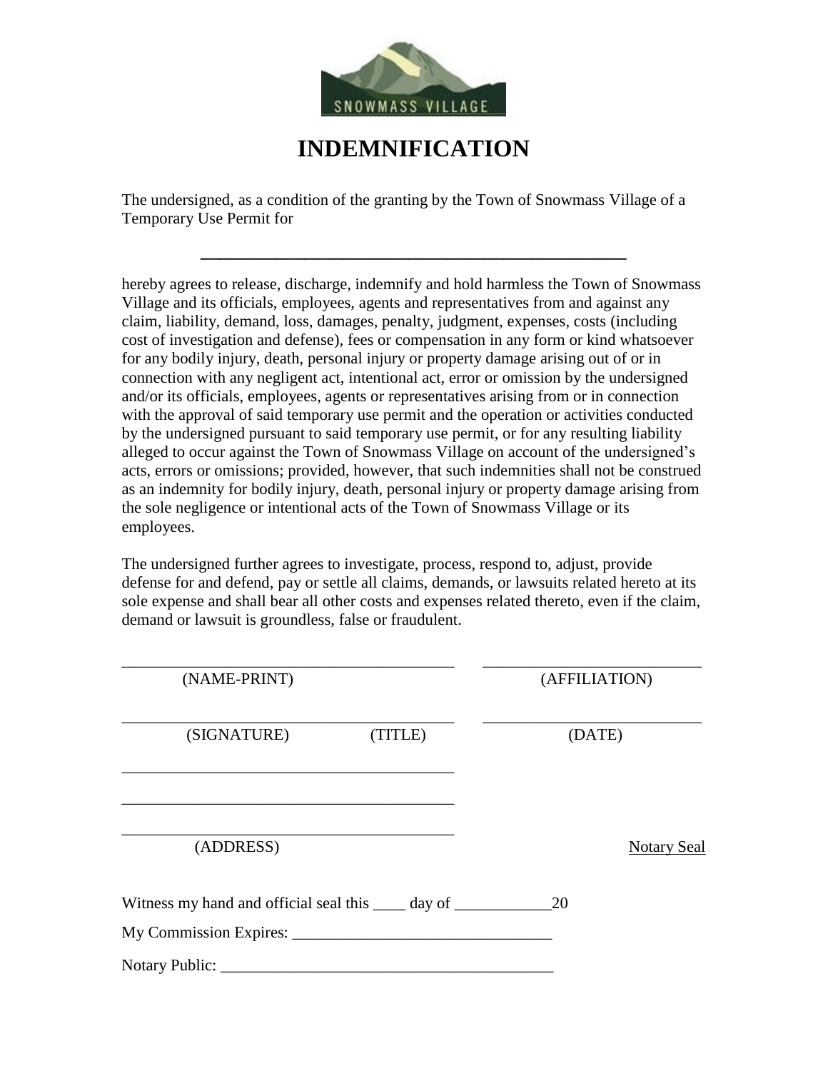SNOWMASS VILLAGE

# INDEMNIFICATION

The undersigned, as a condition of the granting by the Town of Snowmass Village of a Temporary Use Permit for

_______________________________________________

hereby agrees to release, discharge, indemnify and hold harmless the Town of Snowmass Village and its officials, employees, agents and representatives from and against any claim, liability, demand, loss, damages, penalty, judgment, expenses, costs (including cost of investigation and defense), fees or compensation in any form or kind whatsoever for any bodily injury, death, personal injury or property damage arising out of or in connection with any negligent act, intentional act, error or omission by the undersigned and/or its officials, employees, agents or representatives arising from or in connection with the approval of said temporary use permit and the operation or activities conducted by the undersigned pursuant to said temporary use permit, or for any resulting liability alleged to occur against the Town of Snowmass Village on account of the undersigned's acts, errors or omissions; provided, however, that such indemnities shall not be construed as an indemnity for bodily injury, death, personal injury or property damage arising from the sole negligence or intentional acts of the Town of Snowmass Village or its employees.

The undersigned further agrees to investigate, process, respond to, adjust, provide defense for and defend, pay or settle all claims, demands, or lawsuits related hereto at its sole expense and shall bear all other costs and expenses related thereto, even if the claim, demand or lawsuit is groundless, false or fraudulent.

_________________________________________ (NAME-PRINT)

_________________________________________ (AFFILIATION)

_________________________________________ (SIGNATURE) (TITLE)

_________________________________________ (DATE)

_________________________________________

_________________________________________

_________________________________________ (ADDRESS)

Notary Seal

Witness my hand and official seal this ____ day of ____________20

My Commission Expires: ________________________________

Notary Public: _________________________________________